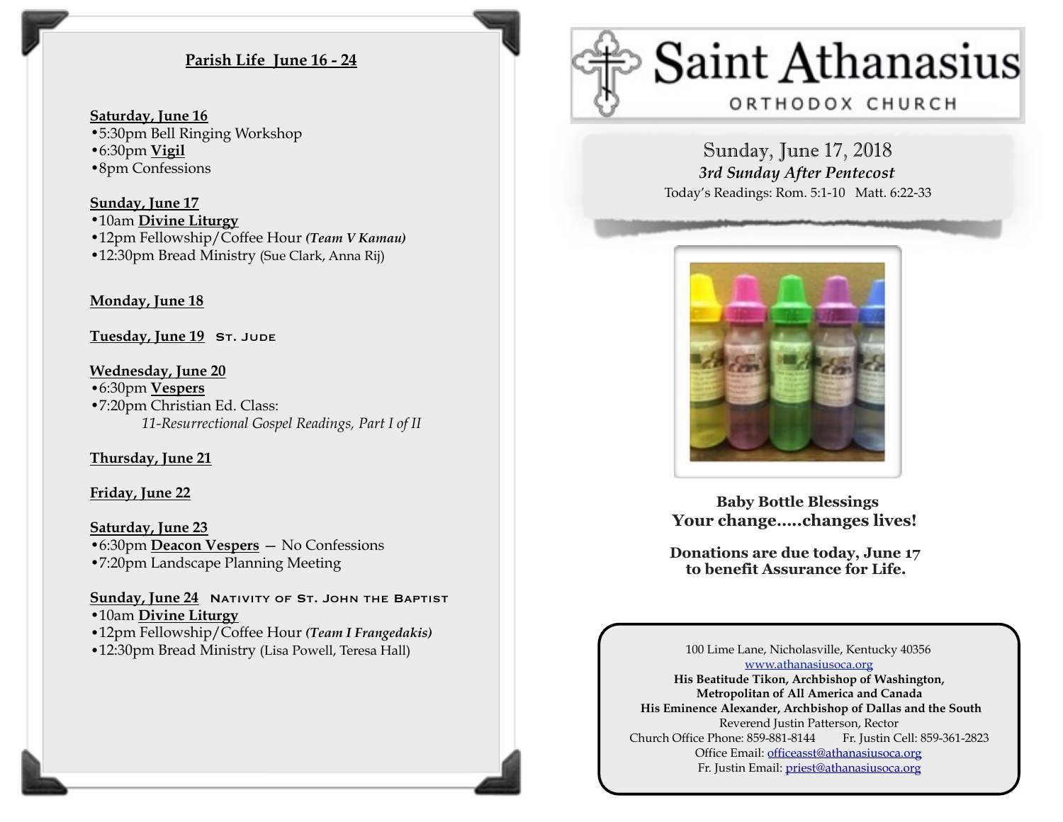## Parish Life June 16 - 24

**Saturday, June 16**
- 5:30pm Bell Ringing Workshop
- 6:30pm **Vigil**
- 8pm Confessions

**Sunday, June 17**
- 10am **Divine Liturgy**
- 12pm Fellowship/Coffee Hour ***(Team V Kamau)***
- 12:30pm Bread Ministry (Sue Clark, Anna Rij)

**Monday, June 18**

**Tuesday, June 19** St. Jude

**Wednesday, June 20**
- 6:30pm **Vespers**
- 7:20pm Christian Ed. Class:
  *11-Resurrectional Gospel Readings, Part I of II*

**Thursday, June 21**

**Friday, June 22**

**Saturday, June 23**
- 6:30pm **Deacon Vespers** — No Confessions
- 7:20pm Landscape Planning Meeting

**Sunday, June 24** Nativity of St. John the Baptist
- 10am **Divine Liturgy**
- 12pm Fellowship/Coffee Hour ***(Team I Frangedakis)***
- 12:30pm Bread Ministry (Lisa Powell, Teresa Hall)

# Saint Athanasius
## ORTHODOX CHURCH

Sunday, June 17, 2018

***3rd Sunday After Pentecost***

Today's Readings: Rom. 5:1-10 Matt. 6:22-33

**Baby Bottle Blessings**
**Your change.....changes lives!**

**Donations are due today, June 17 to benefit Assurance for Life.**

100 Lime Lane, Nicholasville, Kentucky 40356
www.athanasiusoca.org
**His Beatitude Tikon, Archbishop of Washington, Metropolitan of All America and Canada**
**His Eminence Alexander, Archbishop of Dallas and the South**
Reverend Justin Patterson, Rector
Church Office Phone: 859-881-8144 Fr. Justin Cell: 859-361-2823
Office Email: officeasst@athanasiusoca.org
Fr. Justin Email: priest@athanasiusoca.org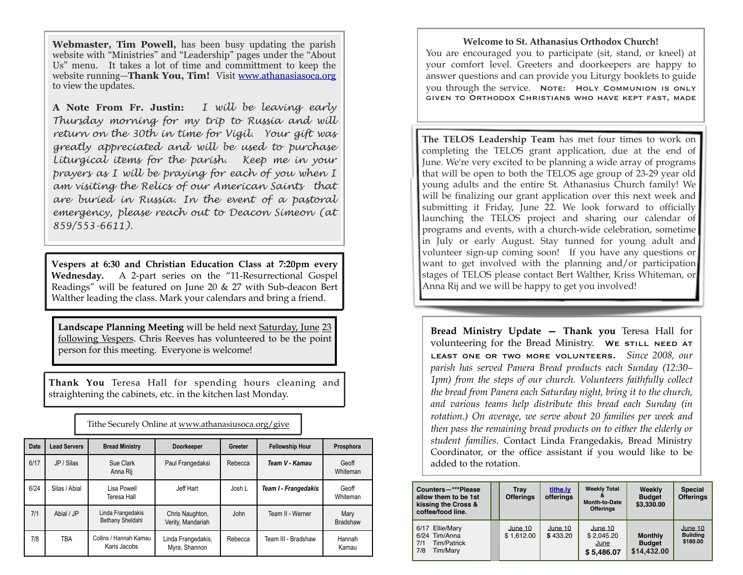**Webmaster, Tim Powell,** has been busy updating the parish website with "Ministries" and "Leadership" pages under the "About Us" menu. It takes a lot of time and committment to keep the website running—**Thank You, Tim!** Visit www.athanasiasoca.org to view the updates.

**A Note From Fr. Justin:** *I will be leaving early Thursday morning for my trip to Russia and will return on the 30th in time for Vigil. Your gift was greatly appreciated and will be used to purchase Liturgical items for the parish. Keep me in your prayers as I will be praying for each of you when I am visiting the Relics of our American Saints that are buried in Russia. In the event of a pastoral emergency, please reach out to Deacon Simeon (at 859/553-6611).*

**Vespers at 6:30 and Christian Education Class at 7:20pm every Wednesday.** A 2-part series on the "11-Resurrectional Gospel Readings" will be featured on June 20 & 27 with Sub-deacon Bert Walther leading the class. Mark your calendars and bring a friend.

**Landscape Planning Meeting** will be held next Saturday, June 23 following Vespers. Chris Reeves has volunteered to be the point person for this meeting. Everyone is welcome!

**Thank You** Teresa Hall for spending hours cleaning and straightening the cabinets, etc. in the kitchen last Monday.

Tithe Securely Online at www.athanasiusoca.org/give

| Date | Lead Servers | Bread Ministry | Doorkeeper | Greeter | Fellowship Hour | Prosphora |
|---|---|---|---|---|---|---|
| 6/17 | JP / Silas | Sue Clark<br>Anna Rij | Paul Frangedaksi | Rebecca | ***Team V - Kamau*** | Geoff Whiteman |
| 6/24 | Silas / Abial | Lisa Powell<br>Teresa Hall | Jeff Hart | Josh L | ***Team I - Frangedakis*** | Geoff Whiteman |
| 7/1 | Abial / JP | Linda Frangedakis<br>Bethany Sheldahl | Chris Naughton, Verity, Mandariah | John | Team II - Werner | Mary Bradshaw |
| 7/8 | TBA | Collins / Hannah Kamau<br>Karis Jacobs | Linda Frangedakis, Myra, Shannon | Rebecca | Team III - Bradshaw | Hannah Kamau |

**Welcome to St. Athanasius Orthodox Church!**

You are encouraged you to participate (sit, stand, or kneel) at your comfort level. Greeters and doorkeepers are happy to answer questions and can provide you Liturgy booklets to guide you through the service. NOTE: HOLY COMMUNION IS ONLY GIVEN TO ORTHODOX CHRISTIANS WHO HAVE KEPT FAST, MADE

**The TELOS Leadership Team** has met four times to work on completing the TELOS grant application, due at the end of June. We're very excited to be planning a wide array of programs that will be open to both the TELOS age group of 23-29 year old young adults and the entire St. Athanasius Church family! We will be finalizing our grant application over this next week and submitting it Friday, June 22. We look forward to officially launching the TELOS project and sharing our calendar of programs and events, with a church-wide celebration, sometime in July or early August. Stay tunned for young adult and volunteer sign-up coming soon! If you have any questions or want to get involved with the planning and/or participation stages of TELOS please contact Bert Walther, Kriss Whiteman, or Anna Rij and we will be happy to get you involved!

**Bread Ministry Update — Thank you** Teresa Hall for volunteering for the Bread Ministry. WE STILL NEED AT LEAST ONE OR TWO MORE VOLUNTEERS. *Since 2008, our parish has served Panera Bread products each Sunday (12:30–1pm) from the steps of our church. Volunteers faithfully collect the bread from Panera each Saturday night, bring it to the church, and various teams help distribute this bread each Sunday (in rotation.) On average, we serve about 20 families per week and then pass the remaining bread products on to either the elderly or student families.* Contact Linda Frangedakis, Bread Ministry Coordinator, or the office assistant if you would like to be added to the rotation.

| Counters—***Please allow them to be 1st kissing the Cross & coffee/food line. | Tray Offerings | tithe.ly offerings | Weekly Total & Month-to-Date Offerings | Weekly Budget $3,330.00 | Special Offerings |
|---|---|---|---|---|---|
| 6/17 Ellie/Mary<br>6/24 Tim/Anna<br>7/1 Tim/Patrick<br>7/8 Tim/Mary | June 10<br>$ 1,612.00 | June 10<br>$ 433.20 | June 10<br>$ 2,045.20<br>June<br>**$ 5,486.07** | **Monthly Budget $14,432.00** | June 10<br>**Building $180.00** |